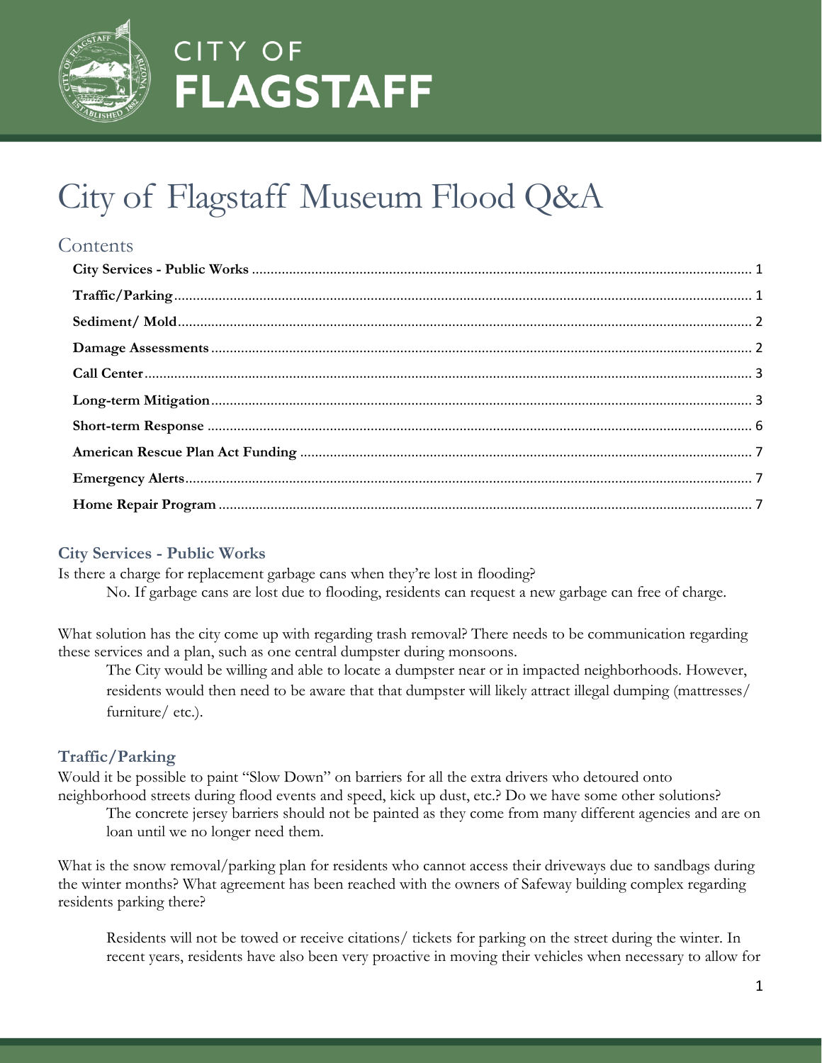# City of Flagstaff Museum Flood Q&A

## Contents

- **City Services - Public Works** ..... 1
- **Traffic/Parking** ..... 1
- **Sediment/ Mold** ..... 2
- **Damage Assessments** ..... 2
- **Call Center** ..... 3
- **Long-term Mitigation** ..... 3
- **Short-term Response** ..... 6
- **American Rescue Plan Act Funding** ..... 7
- **Emergency Alerts** ..... 7
- **Home Repair Program** ..... 7

### City Services - Public Works

Is there a charge for replacement garbage cans when they're lost in flooding?

> No. If garbage cans are lost due to flooding, residents can request a new garbage can free of charge.

What solution has the city come up with regarding trash removal? There needs to be communication regarding these services and a plan, such as one central dumpster during monsoons.

> The City would be willing and able to locate a dumpster near or in impacted neighborhoods. However, residents would then need to be aware that that dumpster will likely attract illegal dumping (mattresses/ furniture/ etc.).

### Traffic/Parking

Would it be possible to paint "Slow Down" on barriers for all the extra drivers who detoured onto neighborhood streets during flood events and speed, kick up dust, etc.? Do we have some other solutions?

> The concrete jersey barriers should not be painted as they come from many different agencies and are on loan until we no longer need them.

What is the snow removal/parking plan for residents who cannot access their driveways due to sandbags during the winter months? What agreement has been reached with the owners of Safeway building complex regarding residents parking there?

> Residents will not be towed or receive citations/ tickets for parking on the street during the winter. In recent years, residents have also been very proactive in moving their vehicles when necessary to allow for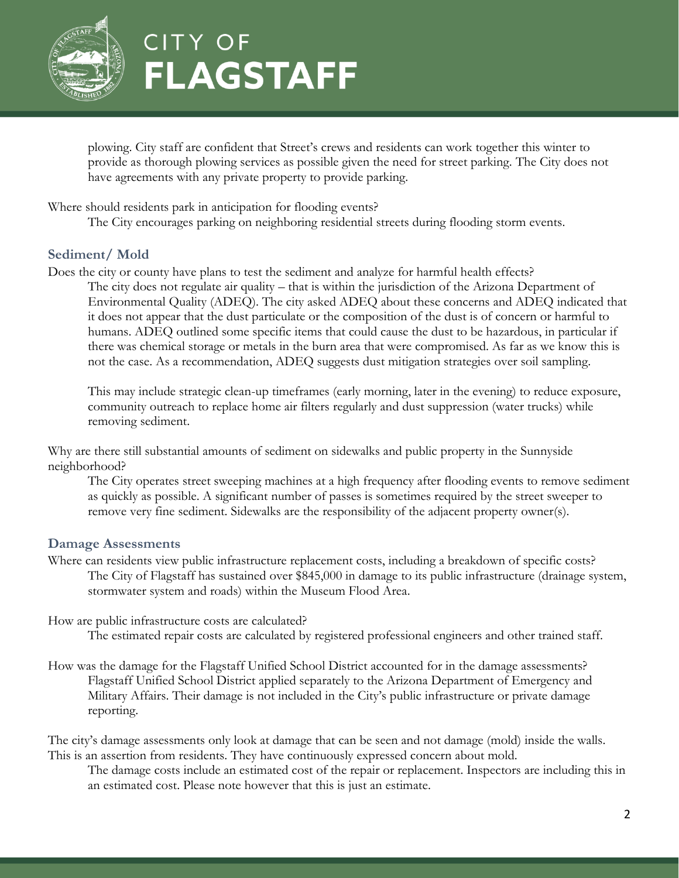plowing. City staff are confident that Street's crews and residents can work together this winter to provide as thorough plowing services as possible given the need for street parking. The City does not have agreements with any private property to provide parking.

Where should residents park in anticipation for flooding events?

The City encourages parking on neighboring residential streets during flooding storm events.

### Sediment/ Mold

Does the city or county have plans to test the sediment and analyze for harmful health effects?

The city does not regulate air quality – that is within the jurisdiction of the Arizona Department of Environmental Quality (ADEQ). The city asked ADEQ about these concerns and ADEQ indicated that it does not appear that the dust particulate or the composition of the dust is of concern or harmful to humans. ADEQ outlined some specific items that could cause the dust to be hazardous, in particular if there was chemical storage or metals in the burn area that were compromised. As far as we know this is not the case. As a recommendation, ADEQ suggests dust mitigation strategies over soil sampling.

This may include strategic clean-up timeframes (early morning, later in the evening) to reduce exposure, community outreach to replace home air filters regularly and dust suppression (water trucks) while removing sediment.

Why are there still substantial amounts of sediment on sidewalks and public property in the Sunnyside neighborhood?

The City operates street sweeping machines at a high frequency after flooding events to remove sediment as quickly as possible. A significant number of passes is sometimes required by the street sweeper to remove very fine sediment. Sidewalks are the responsibility of the adjacent property owner(s).

### Damage Assessments

Where can residents view public infrastructure replacement costs, including a breakdown of specific costs?

The City of Flagstaff has sustained over $845,000 in damage to its public infrastructure (drainage system, stormwater system and roads) within the Museum Flood Area.

How are public infrastructure costs are calculated?

The estimated repair costs are calculated by registered professional engineers and other trained staff.

How was the damage for the Flagstaff Unified School District accounted for in the damage assessments?

Flagstaff Unified School District applied separately to the Arizona Department of Emergency and Military Affairs. Their damage is not included in the City's public infrastructure or private damage reporting.

The city's damage assessments only look at damage that can be seen and not damage (mold) inside the walls. This is an assertion from residents. They have continuously expressed concern about mold.

The damage costs include an estimated cost of the repair or replacement. Inspectors are including this in an estimated cost. Please note however that this is just an estimate.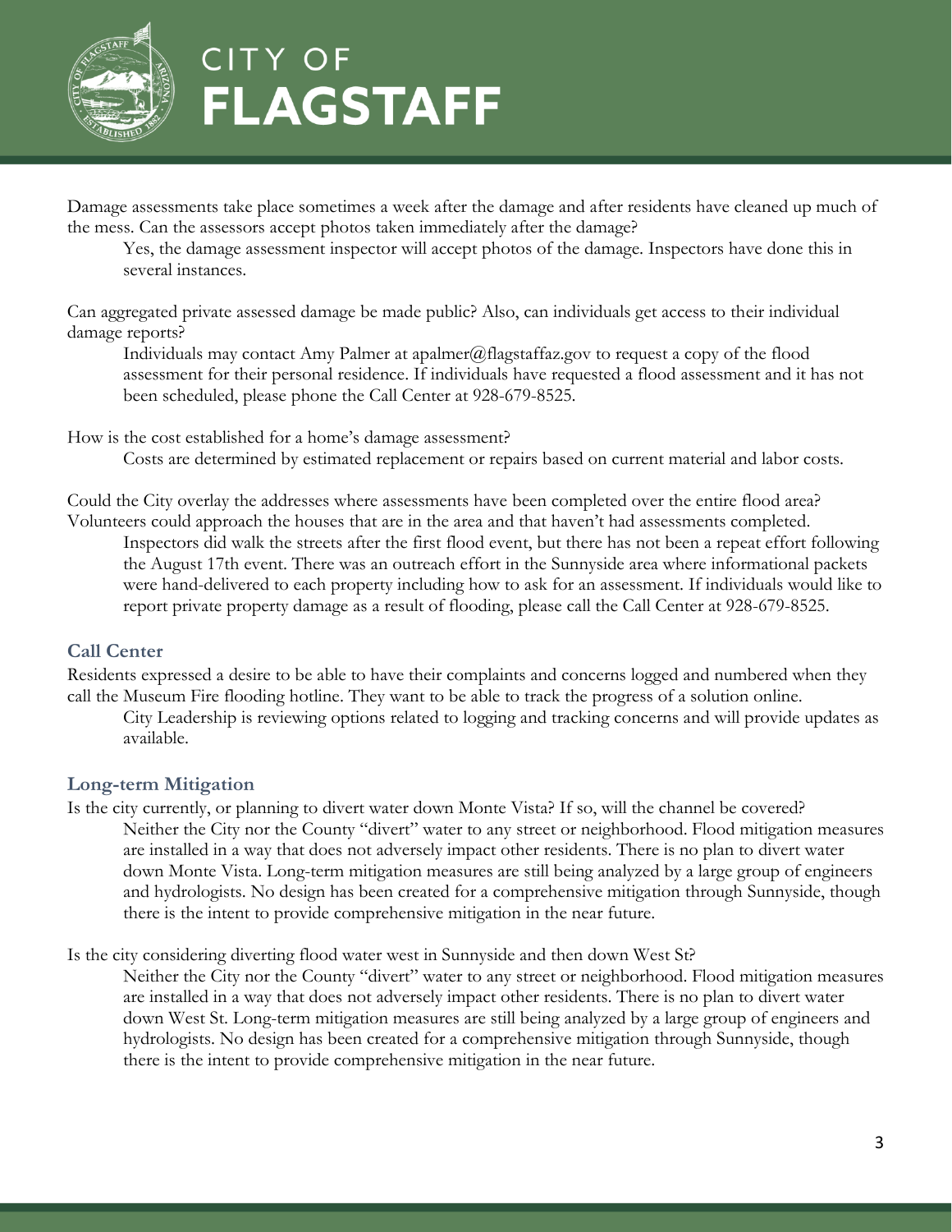Damage assessments take place sometimes a week after the damage and after residents have cleaned up much of the mess. Can the assessors accept photos taken immediately after the damage?

Yes, the damage assessment inspector will accept photos of the damage. Inspectors have done this in several instances.

Can aggregated private assessed damage be made public? Also, can individuals get access to their individual damage reports?

Individuals may contact Amy Palmer at apalmer@flagstaffaz.gov to request a copy of the flood assessment for their personal residence. If individuals have requested a flood assessment and it has not been scheduled, please phone the Call Center at 928-679-8525.

How is the cost established for a home's damage assessment?

Costs are determined by estimated replacement or repairs based on current material and labor costs.

Could the City overlay the addresses where assessments have been completed over the entire flood area? Volunteers could approach the houses that are in the area and that haven't had assessments completed.

Inspectors did walk the streets after the first flood event, but there has not been a repeat effort following the August 17th event. There was an outreach effort in the Sunnyside area where informational packets were hand-delivered to each property including how to ask for an assessment. If individuals would like to report private property damage as a result of flooding, please call the Call Center at 928-679-8525.

### Call Center

Residents expressed a desire to be able to have their complaints and concerns logged and numbered when they call the Museum Fire flooding hotline. They want to be able to track the progress of a solution online.

City Leadership is reviewing options related to logging and tracking concerns and will provide updates as available.

### Long-term Mitigation

Is the city currently, or planning to divert water down Monte Vista? If so, will the channel be covered?

Neither the City nor the County "divert" water to any street or neighborhood. Flood mitigation measures are installed in a way that does not adversely impact other residents. There is no plan to divert water down Monte Vista. Long-term mitigation measures are still being analyzed by a large group of engineers and hydrologists. No design has been created for a comprehensive mitigation through Sunnyside, though there is the intent to provide comprehensive mitigation in the near future.

Is the city considering diverting flood water west in Sunnyside and then down West St?

Neither the City nor the County "divert" water to any street or neighborhood. Flood mitigation measures are installed in a way that does not adversely impact other residents. There is no plan to divert water down West St. Long-term mitigation measures are still being analyzed by a large group of engineers and hydrologists. No design has been created for a comprehensive mitigation through Sunnyside, though there is the intent to provide comprehensive mitigation in the near future.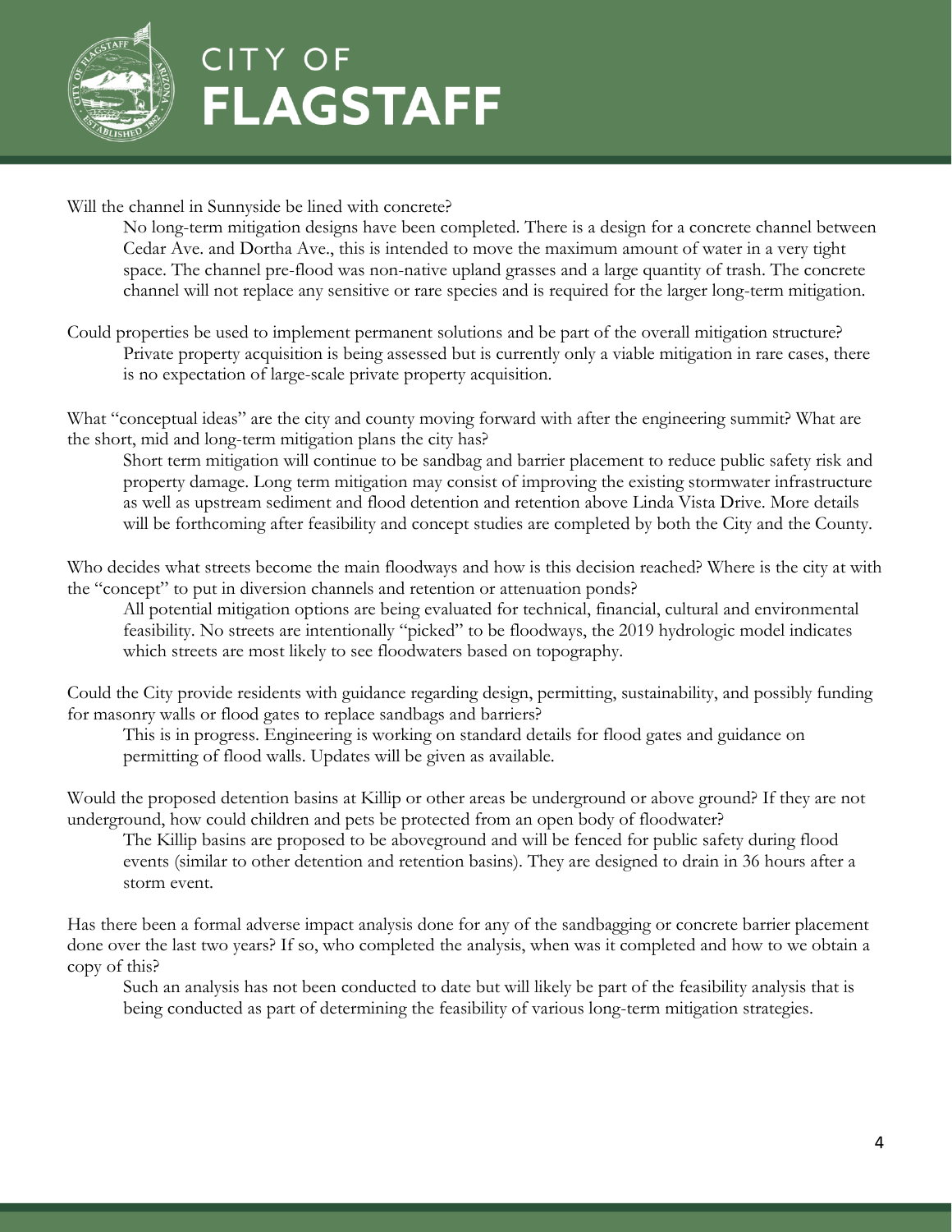Will the channel in Sunnyside be lined with concrete?

> No long-term mitigation designs have been completed. There is a design for a concrete channel between Cedar Ave. and Dortha Ave., this is intended to move the maximum amount of water in a very tight space. The channel pre-flood was non-native upland grasses and a large quantity of trash. The concrete channel will not replace any sensitive or rare species and is required for the larger long-term mitigation.

Could properties be used to implement permanent solutions and be part of the overall mitigation structure?

> Private property acquisition is being assessed but is currently only a viable mitigation in rare cases, there is no expectation of large-scale private property acquisition.

What "conceptual ideas" are the city and county moving forward with after the engineering summit? What are the short, mid and long-term mitigation plans the city has?

> Short term mitigation will continue to be sandbag and barrier placement to reduce public safety risk and property damage. Long term mitigation may consist of improving the existing stormwater infrastructure as well as upstream sediment and flood detention and retention above Linda Vista Drive. More details will be forthcoming after feasibility and concept studies are completed by both the City and the County.

Who decides what streets become the main floodways and how is this decision reached? Where is the city at with the "concept" to put in diversion channels and retention or attenuation ponds?

> All potential mitigation options are being evaluated for technical, financial, cultural and environmental feasibility. No streets are intentionally "picked" to be floodways, the 2019 hydrologic model indicates which streets are most likely to see floodwaters based on topography.

Could the City provide residents with guidance regarding design, permitting, sustainability, and possibly funding for masonry walls or flood gates to replace sandbags and barriers?

> This is in progress. Engineering is working on standard details for flood gates and guidance on permitting of flood walls. Updates will be given as available.

Would the proposed detention basins at Killip or other areas be underground or above ground? If they are not underground, how could children and pets be protected from an open body of floodwater?

> The Killip basins are proposed to be aboveground and will be fenced for public safety during flood events (similar to other detention and retention basins). They are designed to drain in 36 hours after a storm event.

Has there been a formal adverse impact analysis done for any of the sandbagging or concrete barrier placement done over the last two years? If so, who completed the analysis, when was it completed and how to we obtain a copy of this?

> Such an analysis has not been conducted to date but will likely be part of the feasibility analysis that is being conducted as part of determining the feasibility of various long-term mitigation strategies.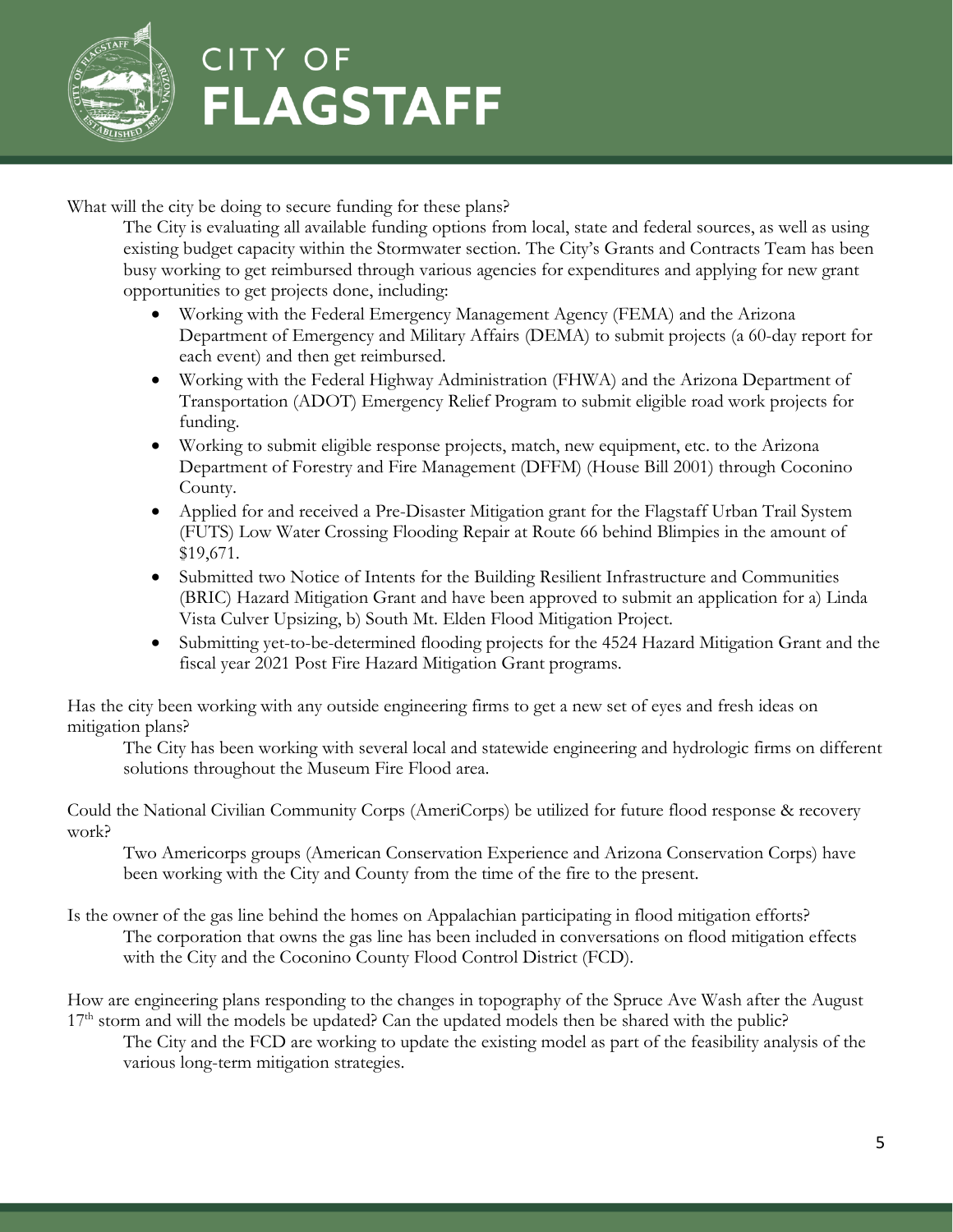What will the city be doing to secure funding for these plans?

The City is evaluating all available funding options from local, state and federal sources, as well as using existing budget capacity within the Stormwater section. The City's Grants and Contracts Team has been busy working to get reimbursed through various agencies for expenditures and applying for new grant opportunities to get projects done, including:

- Working with the Federal Emergency Management Agency (FEMA) and the Arizona Department of Emergency and Military Affairs (DEMA) to submit projects (a 60-day report for each event) and then get reimbursed.
- Working with the Federal Highway Administration (FHWA) and the Arizona Department of Transportation (ADOT) Emergency Relief Program to submit eligible road work projects for funding.
- Working to submit eligible response projects, match, new equipment, etc. to the Arizona Department of Forestry and Fire Management (DFFM) (House Bill 2001) through Coconino County.
- Applied for and received a Pre-Disaster Mitigation grant for the Flagstaff Urban Trail System (FUTS) Low Water Crossing Flooding Repair at Route 66 behind Blimpies in the amount of $19,671.
- Submitted two Notice of Intents for the Building Resilient Infrastructure and Communities (BRIC) Hazard Mitigation Grant and have been approved to submit an application for a) Linda Vista Culver Upsizing, b) South Mt. Elden Flood Mitigation Project.
- Submitting yet-to-be-determined flooding projects for the 4524 Hazard Mitigation Grant and the fiscal year 2021 Post Fire Hazard Mitigation Grant programs.

Has the city been working with any outside engineering firms to get a new set of eyes and fresh ideas on mitigation plans?

The City has been working with several local and statewide engineering and hydrologic firms on different solutions throughout the Museum Fire Flood area.

Could the National Civilian Community Corps (AmeriCorps) be utilized for future flood response & recovery work?

Two Americorps groups (American Conservation Experience and Arizona Conservation Corps) have been working with the City and County from the time of the fire to the present.

Is the owner of the gas line behind the homes on Appalachian participating in flood mitigation efforts?

The corporation that owns the gas line has been included in conversations on flood mitigation effects with the City and the Coconino County Flood Control District (FCD).

How are engineering plans responding to the changes in topography of the Spruce Ave Wash after the August 17th storm and will the models be updated? Can the updated models then be shared with the public?

The City and the FCD are working to update the existing model as part of the feasibility analysis of the various long-term mitigation strategies.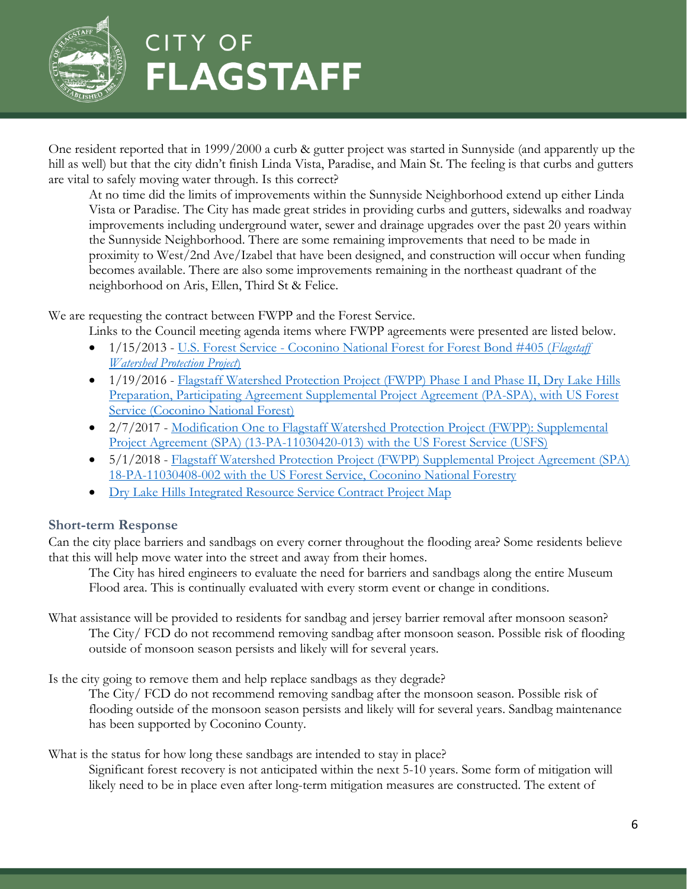One resident reported that in 1999/2000 a curb & gutter project was started in Sunnyside (and apparently up the hill as well) but that the city didn't finish Linda Vista, Paradise, and Main St. The feeling is that curbs and gutters are vital to safely moving water through. Is this correct?

> At no time did the limits of improvements within the Sunnyside Neighborhood extend up either Linda Vista or Paradise. The City has made great strides in providing curbs and gutters, sidewalks and roadway improvements including underground water, sewer and drainage upgrades over the past 20 years within the Sunnyside Neighborhood. There are some remaining improvements that need to be made in proximity to West/2nd Ave/Izabel that have been designed, and construction will occur when funding becomes available. There are also some improvements remaining in the northeast quadrant of the neighborhood on Aris, Ellen, Third St & Felice.

We are requesting the contract between FWPP and the Forest Service.

> Links to the Council meeting agenda items where FWPP agreements were presented are listed below.
>
> - 1/15/2013 - U.S. Forest Service - Coconino National Forest for Forest Bond #405 (*Flagstaff Watershed Protection Project*)
> - 1/19/2016 - Flagstaff Watershed Protection Project (FWPP) Phase I and Phase II, Dry Lake Hills Preparation, Participating Agreement Supplemental Project Agreement (PA-SPA), with US Forest Service (Coconino National Forest)
> - 2/7/2017 - Modification One to Flagstaff Watershed Protection Project (FWPP): Supplemental Project Agreement (SPA) (13-PA-11030420-013) with the US Forest Service (USFS)
> - 5/1/2018 - Flagstaff Watershed Protection Project (FWPP) Supplemental Project Agreement (SPA) 18-PA-11030408-002 with the US Forest Service, Coconino National Forestry
> - Dry Lake Hills Integrated Resource Service Contract Project Map

### Short-term Response

Can the city place barriers and sandbags on every corner throughout the flooding area? Some residents believe that this will help move water into the street and away from their homes.

> The City has hired engineers to evaluate the need for barriers and sandbags along the entire Museum Flood area. This is continually evaluated with every storm event or change in conditions.

What assistance will be provided to residents for sandbag and jersey barrier removal after monsoon season?

> The City/ FCD do not recommend removing sandbag after monsoon season. Possible risk of flooding outside of monsoon season persists and likely will for several years.

Is the city going to remove them and help replace sandbags as they degrade?

> The City/ FCD do not recommend removing sandbag after the monsoon season. Possible risk of flooding outside of the monsoon season persists and likely will for several years. Sandbag maintenance has been supported by Coconino County.

What is the status for how long these sandbags are intended to stay in place?

> Significant forest recovery is not anticipated within the next 5-10 years. Some form of mitigation will likely need to be in place even after long-term mitigation measures are constructed. The extent of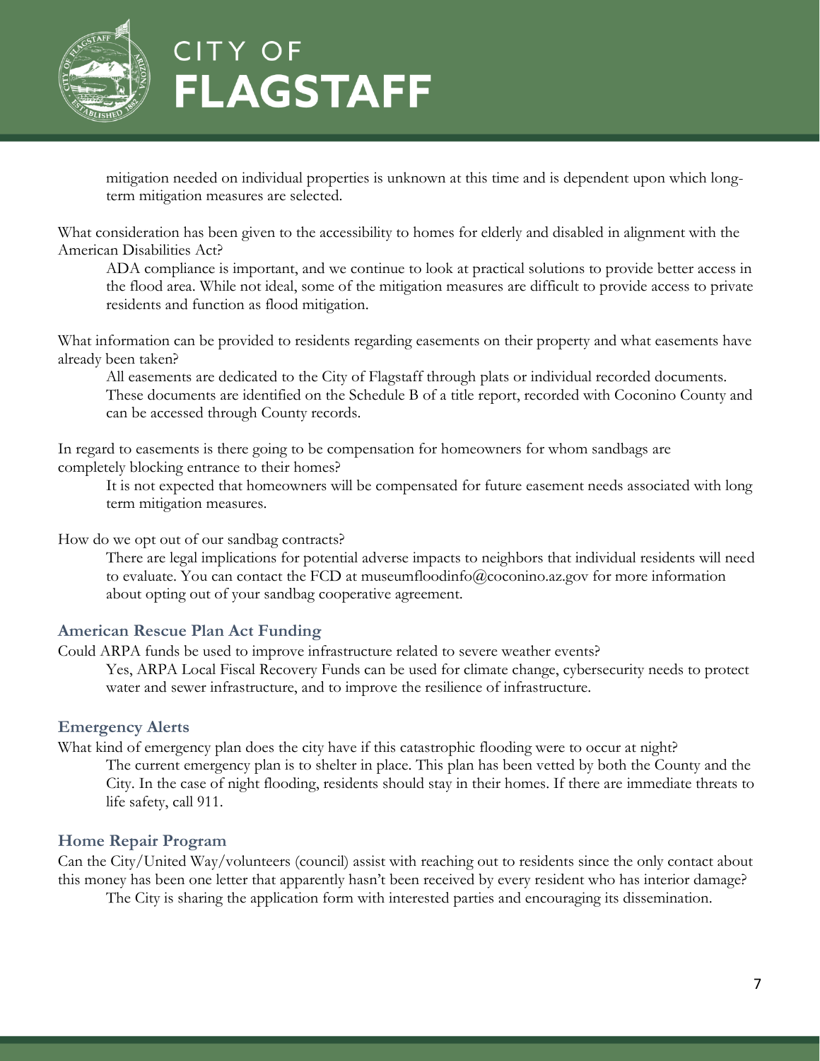mitigation needed on individual properties is unknown at this time and is dependent upon which long-term mitigation measures are selected.

What consideration has been given to the accessibility to homes for elderly and disabled in alignment with the American Disabilities Act?

ADA compliance is important, and we continue to look at practical solutions to provide better access in the flood area. While not ideal, some of the mitigation measures are difficult to provide access to private residents and function as flood mitigation.

What information can be provided to residents regarding easements on their property and what easements have already been taken?

All easements are dedicated to the City of Flagstaff through plats or individual recorded documents. These documents are identified on the Schedule B of a title report, recorded with Coconino County and can be accessed through County records.

In regard to easements is there going to be compensation for homeowners for whom sandbags are completely blocking entrance to their homes?

It is not expected that homeowners will be compensated for future easement needs associated with long term mitigation measures.

How do we opt out of our sandbag contracts?

There are legal implications for potential adverse impacts to neighbors that individual residents will need to evaluate. You can contact the FCD at museumfloodinfo@coconino.az.gov for more information about opting out of your sandbag cooperative agreement.

### American Rescue Plan Act Funding

Could ARPA funds be used to improve infrastructure related to severe weather events?

Yes, ARPA Local Fiscal Recovery Funds can be used for climate change, cybersecurity needs to protect water and sewer infrastructure, and to improve the resilience of infrastructure.

### Emergency Alerts

What kind of emergency plan does the city have if this catastrophic flooding were to occur at night?

The current emergency plan is to shelter in place. This plan has been vetted by both the County and the City. In the case of night flooding, residents should stay in their homes. If there are immediate threats to life safety, call 911.

### Home Repair Program

Can the City/United Way/volunteers (council) assist with reaching out to residents since the only contact about this money has been one letter that apparently hasn't been received by every resident who has interior damage?

The City is sharing the application form with interested parties and encouraging its dissemination.